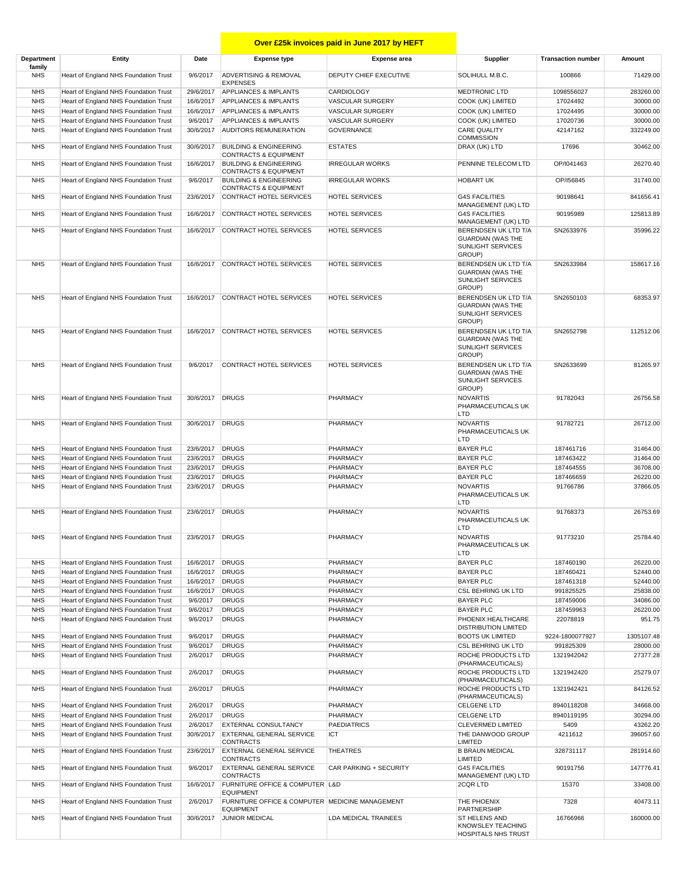# Over £25k invoices paid in June 2017 by HEFT

| Department family | Entity | Date | Expense type | Expense area | Supplier | Transaction number | Amount |
|---|---|---|---|---|---|---|---|
| NHS | Heart of England NHS Foundation Trust | 9/6/2017 | ADVERTISING & REMOVAL EXPENSES | DEPUTY CHIEF EXECUTIVE | SOLIHULL M.B.C. | 100866 | 71429.00 |
| NHS | Heart of England NHS Foundation Trust | 29/6/2017 | APPLIANCES & IMPLANTS | CARDIOLOGY | MEDTRONIC LTD | 1098556027 | 283260.00 |
| NHS | Heart of England NHS Foundation Trust | 16/6/2017 | APPLIANCES & IMPLANTS | VASCULAR SURGERY | COOK (UK) LIMITED | 17024492 | 30000.00 |
| NHS | Heart of England NHS Foundation Trust | 16/6/2017 | APPLIANCES & IMPLANTS | VASCULAR SURGERY | COOK (UK) LIMITED | 17024495 | 30000.00 |
| NHS | Heart of England NHS Foundation Trust | 9/6/2017 | APPLIANCES & IMPLANTS | VASCULAR SURGERY | COOK (UK) LIMITED | 17020736 | 30000.00 |
| NHS | Heart of England NHS Foundation Trust | 30/6/2017 | AUDITORS REMUNERATION | GOVERNANCE | CARE QUALITY COMMISSION | 42147162 | 332249.00 |
| NHS | Heart of England NHS Foundation Trust | 30/6/2017 | BUILDING & ENGINEERING CONTRACTS & EQUIPMENT | ESTATES | DRAX (UK) LTD | 17696 | 30462.00 |
| NHS | Heart of England NHS Foundation Trust | 16/6/2017 | BUILDING & ENGINEERING CONTRACTS & EQUIPMENT | IRREGULAR WORKS | PENNINE TELECOM LTD | OP/I041463 | 26270.40 |
| NHS | Heart of England NHS Foundation Trust | 9/6/2017 | BUILDING & ENGINEERING CONTRACTS & EQUIPMENT | IRREGULAR WORKS | HOBART UK | OP/I56845 | 31740.00 |
| NHS | Heart of England NHS Foundation Trust | 23/6/2017 | CONTRACT HOTEL SERVICES | HOTEL SERVICES | G4S FACILITIES MANAGEMENT (UK) LTD | 90198641 | 841656.41 |
| NHS | Heart of England NHS Foundation Trust | 16/6/2017 | CONTRACT HOTEL SERVICES | HOTEL SERVICES | G4S FACILITIES MANAGEMENT (UK) LTD | 90195989 | 125813.89 |
| NHS | Heart of England NHS Foundation Trust | 16/6/2017 | CONTRACT HOTEL SERVICES | HOTEL SERVICES | BERENDSEN UK LTD T/A GUARDIAN (WAS THE SUNLIGHT SERVICES GROUP) | SN2633976 | 35996.22 |
| NHS | Heart of England NHS Foundation Trust | 16/6/2017 | CONTRACT HOTEL SERVICES | HOTEL SERVICES | BERENDSEN UK LTD T/A GUARDIAN (WAS THE SUNLIGHT SERVICES GROUP) | SN2633984 | 158617.16 |
| NHS | Heart of England NHS Foundation Trust | 16/6/2017 | CONTRACT HOTEL SERVICES | HOTEL SERVICES | BERENDSEN UK LTD T/A GUARDIAN (WAS THE SUNLIGHT SERVICES GROUP) | SN2650103 | 68353.97 |
| NHS | Heart of England NHS Foundation Trust | 16/6/2017 | CONTRACT HOTEL SERVICES | HOTEL SERVICES | BERENDSEN UK LTD T/A GUARDIAN (WAS THE SUNLIGHT SERVICES GROUP) | SN2652798 | 112512.06 |
| NHS | Heart of England NHS Foundation Trust | 9/6/2017 | CONTRACT HOTEL SERVICES | HOTEL SERVICES | BERENDSEN UK LTD T/A GUARDIAN (WAS THE SUNLIGHT SERVICES GROUP) | SN2633699 | 81265.97 |
| NHS | Heart of England NHS Foundation Trust | 30/6/2017 | DRUGS | PHARMACY | NOVARTIS PHARMACEUTICALS UK LTD | 91782043 | 26756.58 |
| NHS | Heart of England NHS Foundation Trust | 30/6/2017 | DRUGS | PHARMACY | NOVARTIS PHARMACEUTICALS UK LTD | 91782721 | 26712.00 |
| NHS | Heart of England NHS Foundation Trust | 23/6/2017 | DRUGS | PHARMACY | BAYER PLC | 187461716 | 31464.00 |
| NHS | Heart of England NHS Foundation Trust | 23/6/2017 | DRUGS | PHARMACY | BAYER PLC | 187463422 | 31464.00 |
| NHS | Heart of England NHS Foundation Trust | 23/6/2017 | DRUGS | PHARMACY | BAYER PLC | 187464555 | 36708.00 |
| NHS | Heart of England NHS Foundation Trust | 23/6/2017 | DRUGS | PHARMACY | BAYER PLC | 187466659 | 26220.00 |
| NHS | Heart of England NHS Foundation Trust | 23/6/2017 | DRUGS | PHARMACY | NOVARTIS PHARMACEUTICALS UK LTD | 91766786 | 37866.05 |
| NHS | Heart of England NHS Foundation Trust | 23/6/2017 | DRUGS | PHARMACY | NOVARTIS PHARMACEUTICALS UK LTD | 91768373 | 26753.69 |
| NHS | Heart of England NHS Foundation Trust | 23/6/2017 | DRUGS | PHARMACY | NOVARTIS PHARMACEUTICALS UK LTD | 91773210 | 25784.40 |
| NHS | Heart of England NHS Foundation Trust | 16/6/2017 | DRUGS | PHARMACY | BAYER PLC | 187460190 | 26220.00 |
| NHS | Heart of England NHS Foundation Trust | 16/6/2017 | DRUGS | PHARMACY | BAYER PLC | 187460421 | 52440.00 |
| NHS | Heart of England NHS Foundation Trust | 16/6/2017 | DRUGS | PHARMACY | BAYER PLC | 187461318 | 52440.00 |
| NHS | Heart of England NHS Foundation Trust | 16/6/2017 | DRUGS | PHARMACY | CSL BEHRING UK LTD | 991825525 | 25838.00 |
| NHS | Heart of England NHS Foundation Trust | 9/6/2017 | DRUGS | PHARMACY | BAYER PLC | 187459006 | 34086.00 |
| NHS | Heart of England NHS Foundation Trust | 9/6/2017 | DRUGS | PHARMACY | BAYER PLC | 187459963 | 26220.00 |
| NHS | Heart of England NHS Foundation Trust | 9/6/2017 | DRUGS | PHARMACY | PHOENIX HEALTHCARE DISTRIBUTION LIMITED | 22078819 | 951.75 |
| NHS | Heart of England NHS Foundation Trust | 9/6/2017 | DRUGS | PHARMACY | BOOTS UK LIMITED | 9224-1800077927 | 1305107.48 |
| NHS | Heart of England NHS Foundation Trust | 9/6/2017 | DRUGS | PHARMACY | CSL BEHRING UK LTD | 991825309 | 28000.00 |
| NHS | Heart of England NHS Foundation Trust | 2/6/2017 | DRUGS | PHARMACY | ROCHE PRODUCTS LTD (PHARMACEUTICALS) | 1321942042 | 27377.28 |
| NHS | Heart of England NHS Foundation Trust | 2/6/2017 | DRUGS | PHARMACY | ROCHE PRODUCTS LTD (PHARMACEUTICALS) | 1321942420 | 25279.07 |
| NHS | Heart of England NHS Foundation Trust | 2/6/2017 | DRUGS | PHARMACY | ROCHE PRODUCTS LTD (PHARMACEUTICALS) | 1321942421 | 84126.52 |
| NHS | Heart of England NHS Foundation Trust | 2/6/2017 | DRUGS | PHARMACY | CELGENE LTD | 8940118208 | 34668.00 |
| NHS | Heart of England NHS Foundation Trust | 2/6/2017 | DRUGS | PHARMACY | CELGENE LTD | 8940119195 | 30294.00 |
| NHS | Heart of England NHS Foundation Trust | 2/6/2017 | EXTERNAL CONSULTANCY | PAEDIATRICS | CLEVERMED LIMITED | 5409 | 43262.20 |
| NHS | Heart of England NHS Foundation Trust | 30/6/2017 | EXTERNAL GENERAL SERVICE CONTRACTS | ICT | THE DANWOOD GROUP LIMITED | 4211612 | 396057.60 |
| NHS | Heart of England NHS Foundation Trust | 23/6/2017 | EXTERNAL GENERAL SERVICE CONTRACTS | THEATRES | B BRAUN MEDICAL LIMITED | 328731117 | 281914.60 |
| NHS | Heart of England NHS Foundation Trust | 9/6/2017 | EXTERNAL GENERAL SERVICE CONTRACTS | CAR PARKING + SECURITY | G4S FACILITIES MANAGEMENT (UK) LTD | 90191756 | 147776.41 |
| NHS | Heart of England NHS Foundation Trust | 16/6/2017 | FURNITURE OFFICE & COMPUTER EQUIPMENT | L&D | 2CQR LTD | 15370 | 33408.00 |
| NHS | Heart of England NHS Foundation Trust | 2/6/2017 | FURNITURE OFFICE & COMPUTER EQUIPMENT | MEDICINE MANAGEMENT | THE PHOENIX PARTNERSHIP | 7328 | 40473.11 |
| NHS | Heart of England NHS Foundation Trust | 30/6/2017 | JUNIOR MEDICAL | LDA MEDICAL TRAINEES | ST HELENS AND KNOWSLEY TEACHING HOSPITALS NHS TRUST | 16766966 | 160000.00 |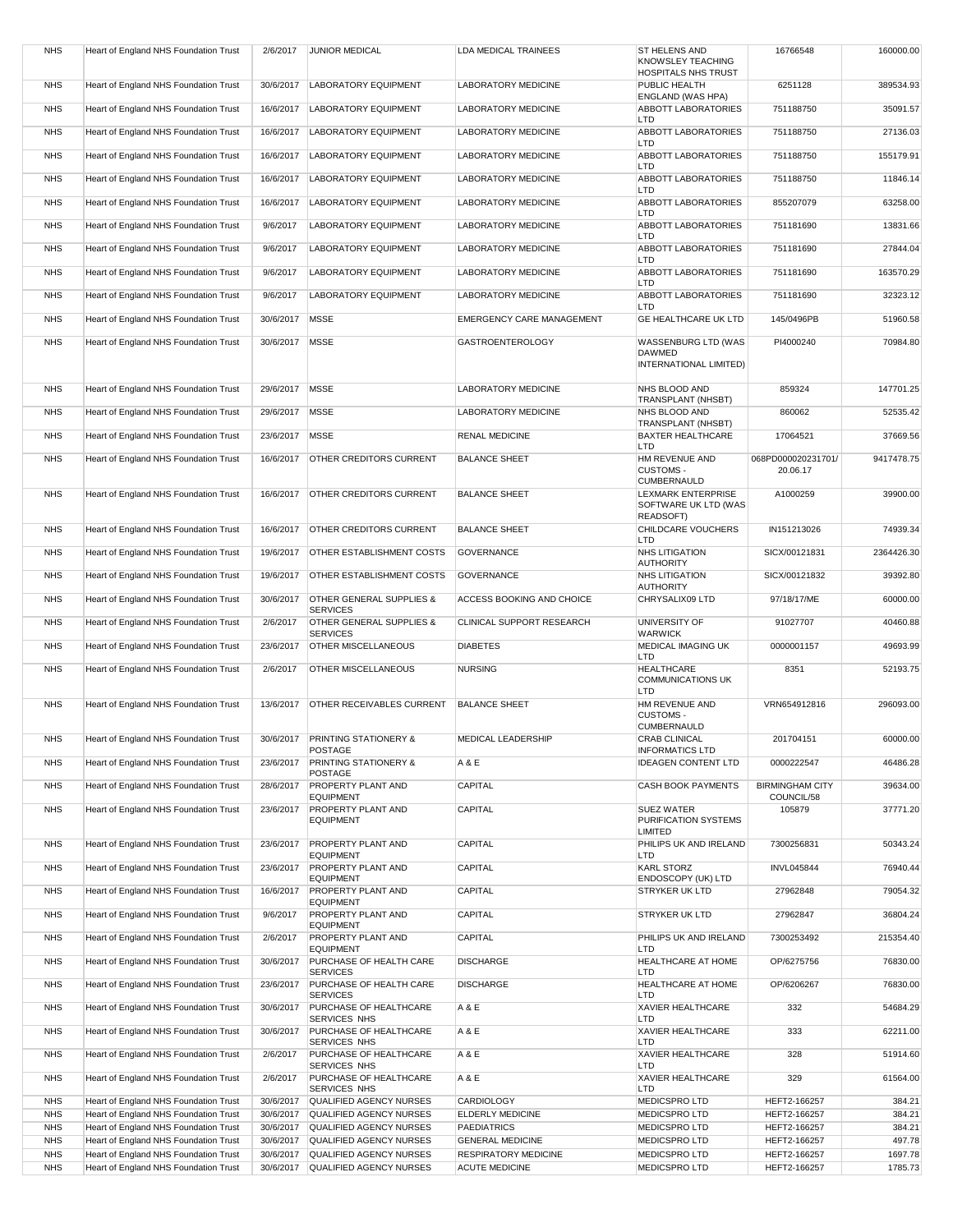| NHS | Heart of England NHS Foundation Trust | 2/6/2017 | JUNIOR MEDICAL | LDA MEDICAL TRAINEES | ST HELENS AND KNOWSLEY TEACHING HOSPITALS NHS TRUST | 16766548 | 160000.00 |
|---|---|---|---|---|---|---|---|
| NHS | Heart of England NHS Foundation Trust | 30/6/2017 | LABORATORY EQUIPMENT | LABORATORY MEDICINE | PUBLIC HEALTH ENGLAND (WAS HPA) | 6251128 | 389534.93 |
| NHS | Heart of England NHS Foundation Trust | 16/6/2017 | LABORATORY EQUIPMENT | LABORATORY MEDICINE | ABBOTT LABORATORIES LTD | 751188750 | 35091.57 |
| NHS | Heart of England NHS Foundation Trust | 16/6/2017 | LABORATORY EQUIPMENT | LABORATORY MEDICINE | ABBOTT LABORATORIES LTD | 751188750 | 27136.03 |
| NHS | Heart of England NHS Foundation Trust | 16/6/2017 | LABORATORY EQUIPMENT | LABORATORY MEDICINE | ABBOTT LABORATORIES LTD | 751188750 | 155179.91 |
| NHS | Heart of England NHS Foundation Trust | 16/6/2017 | LABORATORY EQUIPMENT | LABORATORY MEDICINE | ABBOTT LABORATORIES LTD | 751188750 | 11846.14 |
| NHS | Heart of England NHS Foundation Trust | 16/6/2017 | LABORATORY EQUIPMENT | LABORATORY MEDICINE | ABBOTT LABORATORIES LTD | 855207079 | 63258.00 |
| NHS | Heart of England NHS Foundation Trust | 9/6/2017 | LABORATORY EQUIPMENT | LABORATORY MEDICINE | ABBOTT LABORATORIES LTD | 751181690 | 13831.66 |
| NHS | Heart of England NHS Foundation Trust | 9/6/2017 | LABORATORY EQUIPMENT | LABORATORY MEDICINE | ABBOTT LABORATORIES LTD | 751181690 | 27844.04 |
| NHS | Heart of England NHS Foundation Trust | 9/6/2017 | LABORATORY EQUIPMENT | LABORATORY MEDICINE | ABBOTT LABORATORIES LTD | 751181690 | 163570.29 |
| NHS | Heart of England NHS Foundation Trust | 9/6/2017 | LABORATORY EQUIPMENT | LABORATORY MEDICINE | ABBOTT LABORATORIES LTD | 751181690 | 32323.12 |
| NHS | Heart of England NHS Foundation Trust | 30/6/2017 | MSSE | EMERGENCY CARE MANAGEMENT | GE HEALTHCARE UK LTD | 145/0496PB | 51960.58 |
| NHS | Heart of England NHS Foundation Trust | 30/6/2017 | MSSE | GASTROENTEROLOGY | WASSENBURG LTD (WAS DAWMED INTERNATIONAL LIMITED) | PI4000240 | 70984.80 |
| NHS | Heart of England NHS Foundation Trust | 29/6/2017 | MSSE | LABORATORY MEDICINE | NHS BLOOD AND TRANSPLANT (NHSBT) | 859324 | 147701.25 |
| NHS | Heart of England NHS Foundation Trust | 29/6/2017 | MSSE | LABORATORY MEDICINE | NHS BLOOD AND TRANSPLANT (NHSBT) | 860062 | 52535.42 |
| NHS | Heart of England NHS Foundation Trust | 23/6/2017 | MSSE | RENAL MEDICINE | BAXTER HEALTHCARE LTD | 17064521 | 37669.56 |
| NHS | Heart of England NHS Foundation Trust | 16/6/2017 | OTHER CREDITORS CURRENT | BALANCE SHEET | HM REVENUE AND CUSTOMS - CUMBERNAULD | 068PD000020231701/ 20.06.17 | 9417478.75 |
| NHS | Heart of England NHS Foundation Trust | 16/6/2017 | OTHER CREDITORS CURRENT | BALANCE SHEET | LEXMARK ENTERPRISE SOFTWARE UK LTD (WAS READSOFT) | A1000259 | 39900.00 |
| NHS | Heart of England NHS Foundation Trust | 16/6/2017 | OTHER CREDITORS CURRENT | BALANCE SHEET | CHILDCARE VOUCHERS LTD | IN151213026 | 74939.34 |
| NHS | Heart of England NHS Foundation Trust | 19/6/2017 | OTHER ESTABLISHMENT COSTS | GOVERNANCE | NHS LITIGATION AUTHORITY | SICX/00121831 | 2364426.30 |
| NHS | Heart of England NHS Foundation Trust | 19/6/2017 | OTHER ESTABLISHMENT COSTS | GOVERNANCE | NHS LITIGATION AUTHORITY | SICX/00121832 | 39392.80 |
| NHS | Heart of England NHS Foundation Trust | 30/6/2017 | OTHER GENERAL SUPPLIES & SERVICES | ACCESS BOOKING AND CHOICE | CHRYSALIX09 LTD | 97/18/17/ME | 60000.00 |
| NHS | Heart of England NHS Foundation Trust | 2/6/2017 | OTHER GENERAL SUPPLIES & SERVICES | CLINICAL SUPPORT RESEARCH | UNIVERSITY OF WARWICK | 91027707 | 40460.88 |
| NHS | Heart of England NHS Foundation Trust | 23/6/2017 | OTHER MISCELLANEOUS | DIABETES | MEDICAL IMAGING UK LTD | 0000001157 | 49693.99 |
| NHS | Heart of England NHS Foundation Trust | 2/6/2017 | OTHER MISCELLANEOUS | NURSING | HEALTHCARE COMMUNICATIONS UK LTD | 8351 | 52193.75 |
| NHS | Heart of England NHS Foundation Trust | 13/6/2017 | OTHER RECEIVABLES CURRENT | BALANCE SHEET | HM REVENUE AND CUSTOMS - CUMBERNAULD | VRN654912816 | 296093.00 |
| NHS | Heart of England NHS Foundation Trust | 30/6/2017 | PRINTING STATIONERY & POSTAGE | MEDICAL LEADERSHIP | CRAB CLINICAL INFORMATICS LTD | 201704151 | 60000.00 |
| NHS | Heart of England NHS Foundation Trust | 23/6/2017 | PRINTING STATIONERY & POSTAGE | A & E | IDEAGEN CONTENT LTD | 0000222547 | 46486.28 |
| NHS | Heart of England NHS Foundation Trust | 28/6/2017 | PROPERTY PLANT AND EQUIPMENT | CAPITAL | CASH BOOK PAYMENTS | BIRMINGHAM CITY COUNCIL/58 | 39634.00 |
| NHS | Heart of England NHS Foundation Trust | 23/6/2017 | PROPERTY PLANT AND EQUIPMENT | CAPITAL | SUEZ WATER PURIFICATION SYSTEMS LIMITED | 105879 | 37771.20 |
| NHS | Heart of England NHS Foundation Trust | 23/6/2017 | PROPERTY PLANT AND EQUIPMENT | CAPITAL | PHILIPS UK AND IRELAND LTD | 7300256831 | 50343.24 |
| NHS | Heart of England NHS Foundation Trust | 23/6/2017 | PROPERTY PLANT AND EQUIPMENT | CAPITAL | KARL STORZ ENDOSCOPY (UK) LTD | INVL045844 | 76940.44 |
| NHS | Heart of England NHS Foundation Trust | 16/6/2017 | PROPERTY PLANT AND EQUIPMENT | CAPITAL | STRYKER UK LTD | 27962848 | 79054.32 |
| NHS | Heart of England NHS Foundation Trust | 9/6/2017 | PROPERTY PLANT AND EQUIPMENT | CAPITAL | STRYKER UK LTD | 27962847 | 36804.24 |
| NHS | Heart of England NHS Foundation Trust | 2/6/2017 | PROPERTY PLANT AND EQUIPMENT | CAPITAL | PHILIPS UK AND IRELAND LTD | 7300253492 | 215354.40 |
| NHS | Heart of England NHS Foundation Trust | 30/6/2017 | PURCHASE OF HEALTH CARE SERVICES | DISCHARGE | HEALTHCARE AT HOME | OP/6275756 | 76830.00 |
| NHS | Heart of England NHS Foundation Trust | 23/6/2017 | PURCHASE OF HEALTH CARE SERVICES | DISCHARGE | HEALTHCARE AT HOME | OP/6206267 | 76830.00 |
| NHS | Heart of England NHS Foundation Trust | 30/6/2017 | PURCHASE OF HEALTHCARE SERVICES NHS | A & E | XAVIER HEALTHCARE LTD | 332 | 54684.29 |
| NHS | Heart of England NHS Foundation Trust | 30/6/2017 | PURCHASE OF HEALTHCARE SERVICES NHS | A & E | XAVIER HEALTHCARE LTD | 333 | 62211.00 |
| NHS | Heart of England NHS Foundation Trust | 2/6/2017 | PURCHASE OF HEALTHCARE SERVICES NHS | A & E | XAVIER HEALTHCARE LTD | 328 | 51914.60 |
| NHS | Heart of England NHS Foundation Trust | 2/6/2017 | PURCHASE OF HEALTHCARE SERVICES NHS | A & E | XAVIER HEALTHCARE LTD | 329 | 61564.00 |
| NHS | Heart of England NHS Foundation Trust | 30/6/2017 | QUALIFIED AGENCY NURSES | CARDIOLOGY | MEDICSPRO LTD | HEFT2-166257 | 384.21 |
| NHS | Heart of England NHS Foundation Trust | 30/6/2017 | QUALIFIED AGENCY NURSES | ELDERLY MEDICINE | MEDICSPRO LTD | HEFT2-166257 | 384.21 |
| NHS | Heart of England NHS Foundation Trust | 30/6/2017 | QUALIFIED AGENCY NURSES | PAEDIATRICS | MEDICSPRO LTD | HEFT2-166257 | 384.21 |
| NHS | Heart of England NHS Foundation Trust | 30/6/2017 | QUALIFIED AGENCY NURSES | GENERAL MEDICINE | MEDICSPRO LTD | HEFT2-166257 | 497.78 |
| NHS | Heart of England NHS Foundation Trust | 30/6/2017 | QUALIFIED AGENCY NURSES | RESPIRATORY MEDICINE | MEDICSPRO LTD | HEFT2-166257 | 1697.78 |
| NHS | Heart of England NHS Foundation Trust | 30/6/2017 | QUALIFIED AGENCY NURSES | ACUTE MEDICINE | MEDICSPRO LTD | HEFT2-166257 | 1785.73 |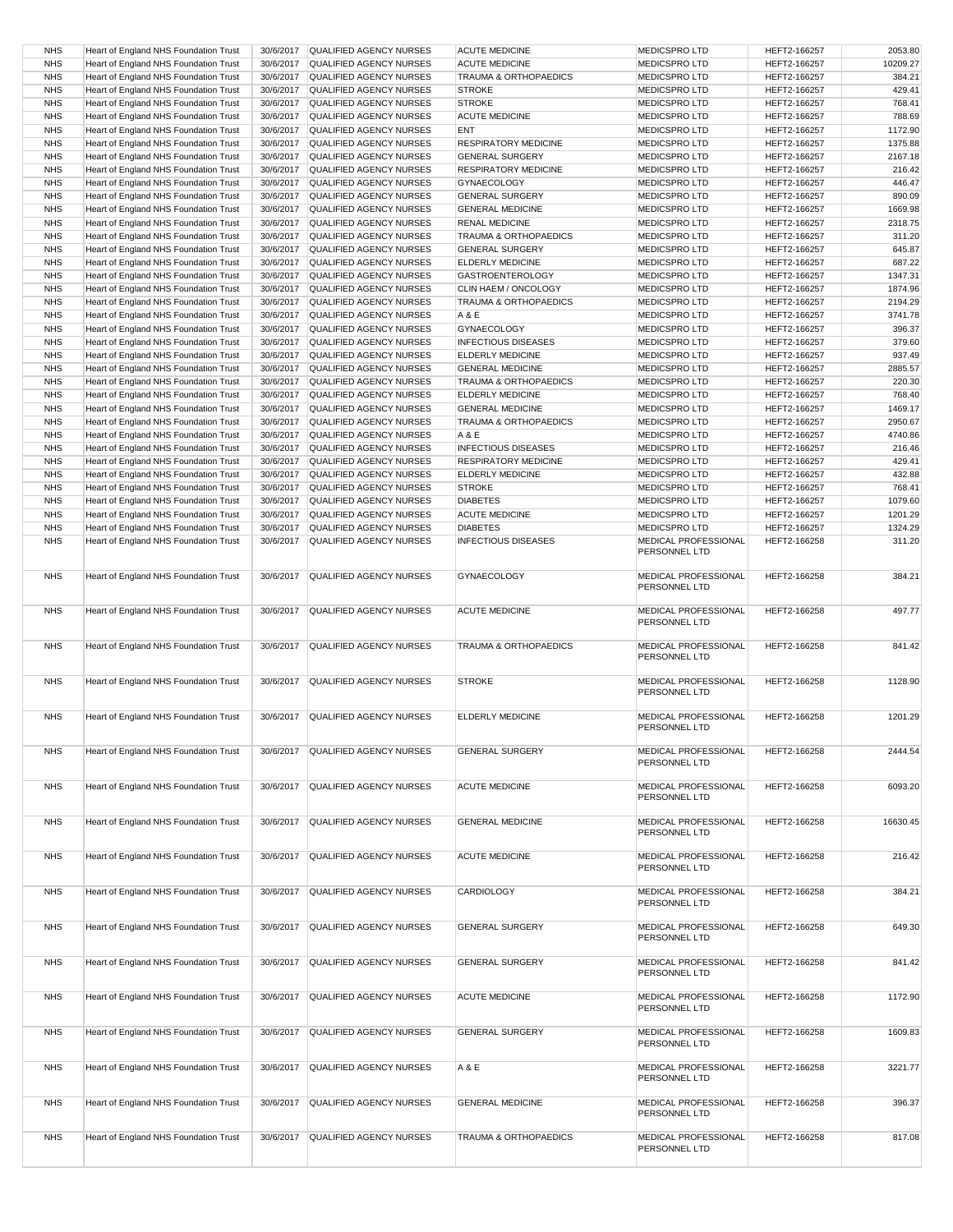| NHS | Heart of England NHS Foundation Trust | 30/6/2017 | QUALIFIED AGENCY NURSES | ACUTE MEDICINE | MEDICSPRO LTD | HEFT2-166257 | 2053.80 |
|---|---|---|---|---|---|---|---|
| NHS | Heart of England NHS Foundation Trust | 30/6/2017 | QUALIFIED AGENCY NURSES | ACUTE MEDICINE | MEDICSPRO LTD | HEFT2-166257 | 10209.27 |
| NHS | Heart of England NHS Foundation Trust | 30/6/2017 | QUALIFIED AGENCY NURSES | TRAUMA & ORTHOPAEDICS | MEDICSPRO LTD | HEFT2-166257 | 384.21 |
| NHS | Heart of England NHS Foundation Trust | 30/6/2017 | QUALIFIED AGENCY NURSES | STROKE | MEDICSPRO LTD | HEFT2-166257 | 429.41 |
| NHS | Heart of England NHS Foundation Trust | 30/6/2017 | QUALIFIED AGENCY NURSES | STROKE | MEDICSPRO LTD | HEFT2-166257 | 768.41 |
| NHS | Heart of England NHS Foundation Trust | 30/6/2017 | QUALIFIED AGENCY NURSES | ACUTE MEDICINE | MEDICSPRO LTD | HEFT2-166257 | 788.69 |
| NHS | Heart of England NHS Foundation Trust | 30/6/2017 | QUALIFIED AGENCY NURSES | ENT | MEDICSPRO LTD | HEFT2-166257 | 1172.90 |
| NHS | Heart of England NHS Foundation Trust | 30/6/2017 | QUALIFIED AGENCY NURSES | RESPIRATORY MEDICINE | MEDICSPRO LTD | HEFT2-166257 | 1375.88 |
| NHS | Heart of England NHS Foundation Trust | 30/6/2017 | QUALIFIED AGENCY NURSES | GENERAL SURGERY | MEDICSPRO LTD | HEFT2-166257 | 2167.18 |
| NHS | Heart of England NHS Foundation Trust | 30/6/2017 | QUALIFIED AGENCY NURSES | RESPIRATORY MEDICINE | MEDICSPRO LTD | HEFT2-166257 | 216.42 |
| NHS | Heart of England NHS Foundation Trust | 30/6/2017 | QUALIFIED AGENCY NURSES | GYNAECOLOGY | MEDICSPRO LTD | HEFT2-166257 | 446.47 |
| NHS | Heart of England NHS Foundation Trust | 30/6/2017 | QUALIFIED AGENCY NURSES | GENERAL SURGERY | MEDICSPRO LTD | HEFT2-166257 | 890.09 |
| NHS | Heart of England NHS Foundation Trust | 30/6/2017 | QUALIFIED AGENCY NURSES | GENERAL MEDICINE | MEDICSPRO LTD | HEFT2-166257 | 1669.98 |
| NHS | Heart of England NHS Foundation Trust | 30/6/2017 | QUALIFIED AGENCY NURSES | RENAL MEDICINE | MEDICSPRO LTD | HEFT2-166257 | 2318.75 |
| NHS | Heart of England NHS Foundation Trust | 30/6/2017 | QUALIFIED AGENCY NURSES | TRAUMA & ORTHOPAEDICS | MEDICSPRO LTD | HEFT2-166257 | 311.20 |
| NHS | Heart of England NHS Foundation Trust | 30/6/2017 | QUALIFIED AGENCY NURSES | GENERAL SURGERY | MEDICSPRO LTD | HEFT2-166257 | 645.87 |
| NHS | Heart of England NHS Foundation Trust | 30/6/2017 | QUALIFIED AGENCY NURSES | ELDERLY MEDICINE | MEDICSPRO LTD | HEFT2-166257 | 687.22 |
| NHS | Heart of England NHS Foundation Trust | 30/6/2017 | QUALIFIED AGENCY NURSES | GASTROENTEROLOGY | MEDICSPRO LTD | HEFT2-166257 | 1347.31 |
| NHS | Heart of England NHS Foundation Trust | 30/6/2017 | QUALIFIED AGENCY NURSES | CLIN HAEM / ONCOLOGY | MEDICSPRO LTD | HEFT2-166257 | 1874.96 |
| NHS | Heart of England NHS Foundation Trust | 30/6/2017 | QUALIFIED AGENCY NURSES | TRAUMA & ORTHOPAEDICS | MEDICSPRO LTD | HEFT2-166257 | 2194.29 |
| NHS | Heart of England NHS Foundation Trust | 30/6/2017 | QUALIFIED AGENCY NURSES | A & E | MEDICSPRO LTD | HEFT2-166257 | 3741.78 |
| NHS | Heart of England NHS Foundation Trust | 30/6/2017 | QUALIFIED AGENCY NURSES | GYNAECOLOGY | MEDICSPRO LTD | HEFT2-166257 | 396.37 |
| NHS | Heart of England NHS Foundation Trust | 30/6/2017 | QUALIFIED AGENCY NURSES | INFECTIOUS DISEASES | MEDICSPRO LTD | HEFT2-166257 | 379.60 |
| NHS | Heart of England NHS Foundation Trust | 30/6/2017 | QUALIFIED AGENCY NURSES | ELDERLY MEDICINE | MEDICSPRO LTD | HEFT2-166257 | 937.49 |
| NHS | Heart of England NHS Foundation Trust | 30/6/2017 | QUALIFIED AGENCY NURSES | GENERAL MEDICINE | MEDICSPRO LTD | HEFT2-166257 | 2885.57 |
| NHS | Heart of England NHS Foundation Trust | 30/6/2017 | QUALIFIED AGENCY NURSES | TRAUMA & ORTHOPAEDICS | MEDICSPRO LTD | HEFT2-166257 | 220.30 |
| NHS | Heart of England NHS Foundation Trust | 30/6/2017 | QUALIFIED AGENCY NURSES | ELDERLY MEDICINE | MEDICSPRO LTD | HEFT2-166257 | 768.40 |
| NHS | Heart of England NHS Foundation Trust | 30/6/2017 | QUALIFIED AGENCY NURSES | GENERAL MEDICINE | MEDICSPRO LTD | HEFT2-166257 | 1469.17 |
| NHS | Heart of England NHS Foundation Trust | 30/6/2017 | QUALIFIED AGENCY NURSES | TRAUMA & ORTHOPAEDICS | MEDICSPRO LTD | HEFT2-166257 | 2950.67 |
| NHS | Heart of England NHS Foundation Trust | 30/6/2017 | QUALIFIED AGENCY NURSES | A & E | MEDICSPRO LTD | HEFT2-166257 | 4740.86 |
| NHS | Heart of England NHS Foundation Trust | 30/6/2017 | QUALIFIED AGENCY NURSES | INFECTIOUS DISEASES | MEDICSPRO LTD | HEFT2-166257 | 216.46 |
| NHS | Heart of England NHS Foundation Trust | 30/6/2017 | QUALIFIED AGENCY NURSES | RESPIRATORY MEDICINE | MEDICSPRO LTD | HEFT2-166257 | 429.41 |
| NHS | Heart of England NHS Foundation Trust | 30/6/2017 | QUALIFIED AGENCY NURSES | ELDERLY MEDICINE | MEDICSPRO LTD | HEFT2-166257 | 432.88 |
| NHS | Heart of England NHS Foundation Trust | 30/6/2017 | QUALIFIED AGENCY NURSES | STROKE | MEDICSPRO LTD | HEFT2-166257 | 768.41 |
| NHS | Heart of England NHS Foundation Trust | 30/6/2017 | QUALIFIED AGENCY NURSES | DIABETES | MEDICSPRO LTD | HEFT2-166257 | 1079.60 |
| NHS | Heart of England NHS Foundation Trust | 30/6/2017 | QUALIFIED AGENCY NURSES | ACUTE MEDICINE | MEDICSPRO LTD | HEFT2-166257 | 1201.29 |
| NHS | Heart of England NHS Foundation Trust | 30/6/2017 | QUALIFIED AGENCY NURSES | DIABETES | MEDICSPRO LTD | HEFT2-166257 | 1324.29 |
| NHS | Heart of England NHS Foundation Trust | 30/6/2017 | QUALIFIED AGENCY NURSES | INFECTIOUS DISEASES | MEDICAL PROFESSIONAL PERSONNEL LTD | HEFT2-166258 | 311.20 |
| NHS | Heart of England NHS Foundation Trust | 30/6/2017 | QUALIFIED AGENCY NURSES | GYNAECOLOGY | MEDICAL PROFESSIONAL PERSONNEL LTD | HEFT2-166258 | 384.21 |
| NHS | Heart of England NHS Foundation Trust | 30/6/2017 | QUALIFIED AGENCY NURSES | ACUTE MEDICINE | MEDICAL PROFESSIONAL PERSONNEL LTD | HEFT2-166258 | 497.77 |
| NHS | Heart of England NHS Foundation Trust | 30/6/2017 | QUALIFIED AGENCY NURSES | TRAUMA & ORTHOPAEDICS | MEDICAL PROFESSIONAL PERSONNEL LTD | HEFT2-166258 | 841.42 |
| NHS | Heart of England NHS Foundation Trust | 30/6/2017 | QUALIFIED AGENCY NURSES | STROKE | MEDICAL PROFESSIONAL PERSONNEL LTD | HEFT2-166258 | 1128.90 |
| NHS | Heart of England NHS Foundation Trust | 30/6/2017 | QUALIFIED AGENCY NURSES | ELDERLY MEDICINE | MEDICAL PROFESSIONAL PERSONNEL LTD | HEFT2-166258 | 1201.29 |
| NHS | Heart of England NHS Foundation Trust | 30/6/2017 | QUALIFIED AGENCY NURSES | GENERAL SURGERY | MEDICAL PROFESSIONAL PERSONNEL LTD | HEFT2-166258 | 2444.54 |
| NHS | Heart of England NHS Foundation Trust | 30/6/2017 | QUALIFIED AGENCY NURSES | ACUTE MEDICINE | MEDICAL PROFESSIONAL PERSONNEL LTD | HEFT2-166258 | 6093.20 |
| NHS | Heart of England NHS Foundation Trust | 30/6/2017 | QUALIFIED AGENCY NURSES | GENERAL MEDICINE | MEDICAL PROFESSIONAL PERSONNEL LTD | HEFT2-166258 | 16630.45 |
| NHS | Heart of England NHS Foundation Trust | 30/6/2017 | QUALIFIED AGENCY NURSES | ACUTE MEDICINE | MEDICAL PROFESSIONAL PERSONNEL LTD | HEFT2-166258 | 216.42 |
| NHS | Heart of England NHS Foundation Trust | 30/6/2017 | QUALIFIED AGENCY NURSES | CARDIOLOGY | MEDICAL PROFESSIONAL PERSONNEL LTD | HEFT2-166258 | 384.21 |
| NHS | Heart of England NHS Foundation Trust | 30/6/2017 | QUALIFIED AGENCY NURSES | GENERAL SURGERY | MEDICAL PROFESSIONAL PERSONNEL LTD | HEFT2-166258 | 649.30 |
| NHS | Heart of England NHS Foundation Trust | 30/6/2017 | QUALIFIED AGENCY NURSES | GENERAL SURGERY | MEDICAL PROFESSIONAL PERSONNEL LTD | HEFT2-166258 | 841.42 |
| NHS | Heart of England NHS Foundation Trust | 30/6/2017 | QUALIFIED AGENCY NURSES | ACUTE MEDICINE | MEDICAL PROFESSIONAL PERSONNEL LTD | HEFT2-166258 | 1172.90 |
| NHS | Heart of England NHS Foundation Trust | 30/6/2017 | QUALIFIED AGENCY NURSES | GENERAL SURGERY | MEDICAL PROFESSIONAL PERSONNEL LTD | HEFT2-166258 | 1609.83 |
| NHS | Heart of England NHS Foundation Trust | 30/6/2017 | QUALIFIED AGENCY NURSES | A & E | MEDICAL PROFESSIONAL PERSONNEL LTD | HEFT2-166258 | 3221.77 |
| NHS | Heart of England NHS Foundation Trust | 30/6/2017 | QUALIFIED AGENCY NURSES | GENERAL MEDICINE | MEDICAL PROFESSIONAL PERSONNEL LTD | HEFT2-166258 | 396.37 |
| NHS | Heart of England NHS Foundation Trust | 30/6/2017 | QUALIFIED AGENCY NURSES | TRAUMA & ORTHOPAEDICS | MEDICAL PROFESSIONAL PERSONNEL LTD | HEFT2-166258 | 817.08 |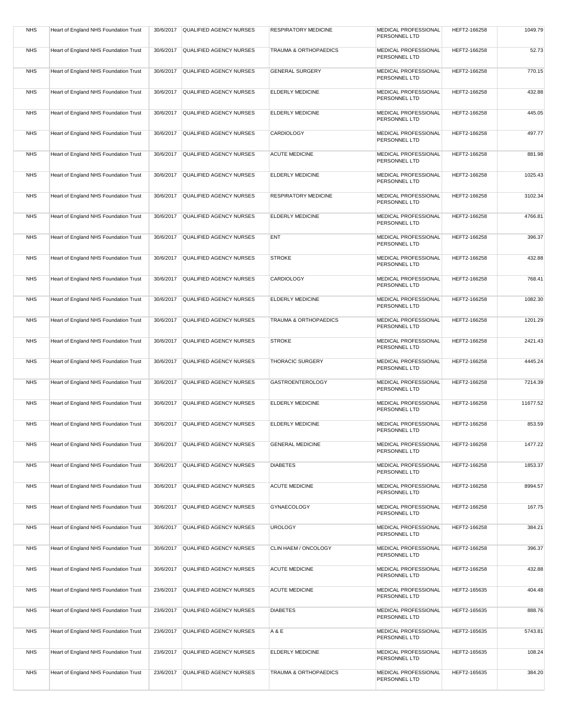| NHS | Heart of England NHS Foundation Trust | 30/6/2017 | QUALIFIED AGENCY NURSES | RESPIRATORY MEDICINE | MEDICAL PROFESSIONAL PERSONNEL LTD | HEFT2-166258 | 1049.79 |
|---|---|---|---|---|---|---|---|
| NHS | Heart of England NHS Foundation Trust | 30/6/2017 | QUALIFIED AGENCY NURSES | TRAUMA & ORTHOPAEDICS | MEDICAL PROFESSIONAL PERSONNEL LTD | HEFT2-166258 | 52.73 |
| NHS | Heart of England NHS Foundation Trust | 30/6/2017 | QUALIFIED AGENCY NURSES | GENERAL SURGERY | MEDICAL PROFESSIONAL PERSONNEL LTD | HEFT2-166258 | 770.15 |
| NHS | Heart of England NHS Foundation Trust | 30/6/2017 | QUALIFIED AGENCY NURSES | ELDERLY MEDICINE | MEDICAL PROFESSIONAL PERSONNEL LTD | HEFT2-166258 | 432.88 |
| NHS | Heart of England NHS Foundation Trust | 30/6/2017 | QUALIFIED AGENCY NURSES | ELDERLY MEDICINE | MEDICAL PROFESSIONAL PERSONNEL LTD | HEFT2-166258 | 445.05 |
| NHS | Heart of England NHS Foundation Trust | 30/6/2017 | QUALIFIED AGENCY NURSES | CARDIOLOGY | MEDICAL PROFESSIONAL PERSONNEL LTD | HEFT2-166258 | 497.77 |
| NHS | Heart of England NHS Foundation Trust | 30/6/2017 | QUALIFIED AGENCY NURSES | ACUTE MEDICINE | MEDICAL PROFESSIONAL PERSONNEL LTD | HEFT2-166258 | 881.98 |
| NHS | Heart of England NHS Foundation Trust | 30/6/2017 | QUALIFIED AGENCY NURSES | ELDERLY MEDICINE | MEDICAL PROFESSIONAL PERSONNEL LTD | HEFT2-166258 | 1025.43 |
| NHS | Heart of England NHS Foundation Trust | 30/6/2017 | QUALIFIED AGENCY NURSES | RESPIRATORY MEDICINE | MEDICAL PROFESSIONAL PERSONNEL LTD | HEFT2-166258 | 3102.34 |
| NHS | Heart of England NHS Foundation Trust | 30/6/2017 | QUALIFIED AGENCY NURSES | ELDERLY MEDICINE | MEDICAL PROFESSIONAL PERSONNEL LTD | HEFT2-166258 | 4766.81 |
| NHS | Heart of England NHS Foundation Trust | 30/6/2017 | QUALIFIED AGENCY NURSES | ENT | MEDICAL PROFESSIONAL PERSONNEL LTD | HEFT2-166258 | 396.37 |
| NHS | Heart of England NHS Foundation Trust | 30/6/2017 | QUALIFIED AGENCY NURSES | STROKE | MEDICAL PROFESSIONAL PERSONNEL LTD | HEFT2-166258 | 432.88 |
| NHS | Heart of England NHS Foundation Trust | 30/6/2017 | QUALIFIED AGENCY NURSES | CARDIOLOGY | MEDICAL PROFESSIONAL PERSONNEL LTD | HEFT2-166258 | 768.41 |
| NHS | Heart of England NHS Foundation Trust | 30/6/2017 | QUALIFIED AGENCY NURSES | ELDERLY MEDICINE | MEDICAL PROFESSIONAL PERSONNEL LTD | HEFT2-166258 | 1082.30 |
| NHS | Heart of England NHS Foundation Trust | 30/6/2017 | QUALIFIED AGENCY NURSES | TRAUMA & ORTHOPAEDICS | MEDICAL PROFESSIONAL PERSONNEL LTD | HEFT2-166258 | 1201.29 |
| NHS | Heart of England NHS Foundation Trust | 30/6/2017 | QUALIFIED AGENCY NURSES | STROKE | MEDICAL PROFESSIONAL PERSONNEL LTD | HEFT2-166258 | 2421.43 |
| NHS | Heart of England NHS Foundation Trust | 30/6/2017 | QUALIFIED AGENCY NURSES | THORACIC SURGERY | MEDICAL PROFESSIONAL PERSONNEL LTD | HEFT2-166258 | 4445.24 |
| NHS | Heart of England NHS Foundation Trust | 30/6/2017 | QUALIFIED AGENCY NURSES | GASTROENTEROLOGY | MEDICAL PROFESSIONAL PERSONNEL LTD | HEFT2-166258 | 7214.39 |
| NHS | Heart of England NHS Foundation Trust | 30/6/2017 | QUALIFIED AGENCY NURSES | ELDERLY MEDICINE | MEDICAL PROFESSIONAL PERSONNEL LTD | HEFT2-166258 | 11677.52 |
| NHS | Heart of England NHS Foundation Trust | 30/6/2017 | QUALIFIED AGENCY NURSES | ELDERLY MEDICINE | MEDICAL PROFESSIONAL PERSONNEL LTD | HEFT2-166258 | 853.59 |
| NHS | Heart of England NHS Foundation Trust | 30/6/2017 | QUALIFIED AGENCY NURSES | GENERAL MEDICINE | MEDICAL PROFESSIONAL PERSONNEL LTD | HEFT2-166258 | 1477.22 |
| NHS | Heart of England NHS Foundation Trust | 30/6/2017 | QUALIFIED AGENCY NURSES | DIABETES | MEDICAL PROFESSIONAL PERSONNEL LTD | HEFT2-166258 | 1853.37 |
| NHS | Heart of England NHS Foundation Trust | 30/6/2017 | QUALIFIED AGENCY NURSES | ACUTE MEDICINE | MEDICAL PROFESSIONAL PERSONNEL LTD | HEFT2-166258 | 8994.57 |
| NHS | Heart of England NHS Foundation Trust | 30/6/2017 | QUALIFIED AGENCY NURSES | GYNAECOLOGY | MEDICAL PROFESSIONAL PERSONNEL LTD | HEFT2-166258 | 167.75 |
| NHS | Heart of England NHS Foundation Trust | 30/6/2017 | QUALIFIED AGENCY NURSES | UROLOGY | MEDICAL PROFESSIONAL PERSONNEL LTD | HEFT2-166258 | 384.21 |
| NHS | Heart of England NHS Foundation Trust | 30/6/2017 | QUALIFIED AGENCY NURSES | CLIN HAEM / ONCOLOGY | MEDICAL PROFESSIONAL PERSONNEL LTD | HEFT2-166258 | 396.37 |
| NHS | Heart of England NHS Foundation Trust | 30/6/2017 | QUALIFIED AGENCY NURSES | ACUTE MEDICINE | MEDICAL PROFESSIONAL PERSONNEL LTD | HEFT2-166258 | 432.88 |
| NHS | Heart of England NHS Foundation Trust | 23/6/2017 | QUALIFIED AGENCY NURSES | ACUTE MEDICINE | MEDICAL PROFESSIONAL PERSONNEL LTD | HEFT2-165635 | 404.48 |
| NHS | Heart of England NHS Foundation Trust | 23/6/2017 | QUALIFIED AGENCY NURSES | DIABETES | MEDICAL PROFESSIONAL PERSONNEL LTD | HEFT2-165635 | 888.76 |
| NHS | Heart of England NHS Foundation Trust | 23/6/2017 | QUALIFIED AGENCY NURSES | A & E | MEDICAL PROFESSIONAL PERSONNEL LTD | HEFT2-165635 | 5743.81 |
| NHS | Heart of England NHS Foundation Trust | 23/6/2017 | QUALIFIED AGENCY NURSES | ELDERLY MEDICINE | MEDICAL PROFESSIONAL PERSONNEL LTD | HEFT2-165635 | 108.24 |
| NHS | Heart of England NHS Foundation Trust | 23/6/2017 | QUALIFIED AGENCY NURSES | TRAUMA & ORTHOPAEDICS | MEDICAL PROFESSIONAL PERSONNEL LTD | HEFT2-165635 | 384.20 |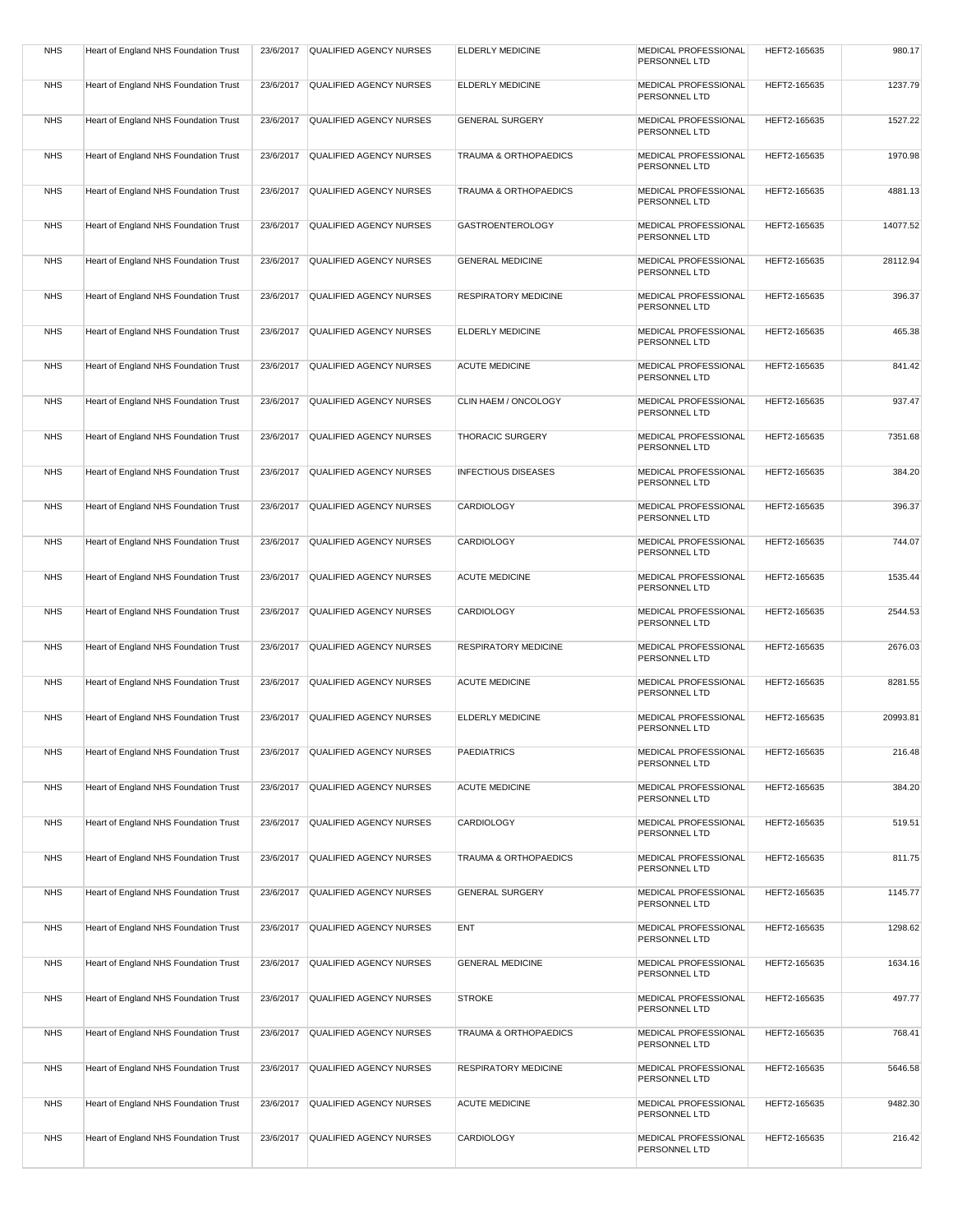| NHS | Heart of England NHS Foundation Trust | 23/6/2017 | QUALIFIED AGENCY NURSES | ELDERLY MEDICINE | MEDICAL PROFESSIONAL PERSONNEL LTD | HEFT2-165635 | 980.17 |
|---|---|---|---|---|---|---|---|
| NHS | Heart of England NHS Foundation Trust | 23/6/2017 | QUALIFIED AGENCY NURSES | ELDERLY MEDICINE | MEDICAL PROFESSIONAL PERSONNEL LTD | HEFT2-165635 | 1237.79 |
| NHS | Heart of England NHS Foundation Trust | 23/6/2017 | QUALIFIED AGENCY NURSES | GENERAL SURGERY | MEDICAL PROFESSIONAL PERSONNEL LTD | HEFT2-165635 | 1527.22 |
| NHS | Heart of England NHS Foundation Trust | 23/6/2017 | QUALIFIED AGENCY NURSES | TRAUMA & ORTHOPAEDICS | MEDICAL PROFESSIONAL PERSONNEL LTD | HEFT2-165635 | 1970.98 |
| NHS | Heart of England NHS Foundation Trust | 23/6/2017 | QUALIFIED AGENCY NURSES | TRAUMA & ORTHOPAEDICS | MEDICAL PROFESSIONAL PERSONNEL LTD | HEFT2-165635 | 4881.13 |
| NHS | Heart of England NHS Foundation Trust | 23/6/2017 | QUALIFIED AGENCY NURSES | GASTROENTEROLOGY | MEDICAL PROFESSIONAL PERSONNEL LTD | HEFT2-165635 | 14077.52 |
| NHS | Heart of England NHS Foundation Trust | 23/6/2017 | QUALIFIED AGENCY NURSES | GENERAL MEDICINE | MEDICAL PROFESSIONAL PERSONNEL LTD | HEFT2-165635 | 28112.94 |
| NHS | Heart of England NHS Foundation Trust | 23/6/2017 | QUALIFIED AGENCY NURSES | RESPIRATORY MEDICINE | MEDICAL PROFESSIONAL PERSONNEL LTD | HEFT2-165635 | 396.37 |
| NHS | Heart of England NHS Foundation Trust | 23/6/2017 | QUALIFIED AGENCY NURSES | ELDERLY MEDICINE | MEDICAL PROFESSIONAL PERSONNEL LTD | HEFT2-165635 | 465.38 |
| NHS | Heart of England NHS Foundation Trust | 23/6/2017 | QUALIFIED AGENCY NURSES | ACUTE MEDICINE | MEDICAL PROFESSIONAL PERSONNEL LTD | HEFT2-165635 | 841.42 |
| NHS | Heart of England NHS Foundation Trust | 23/6/2017 | QUALIFIED AGENCY NURSES | CLIN HAEM / ONCOLOGY | MEDICAL PROFESSIONAL PERSONNEL LTD | HEFT2-165635 | 937.47 |
| NHS | Heart of England NHS Foundation Trust | 23/6/2017 | QUALIFIED AGENCY NURSES | THORACIC SURGERY | MEDICAL PROFESSIONAL PERSONNEL LTD | HEFT2-165635 | 7351.68 |
| NHS | Heart of England NHS Foundation Trust | 23/6/2017 | QUALIFIED AGENCY NURSES | INFECTIOUS DISEASES | MEDICAL PROFESSIONAL PERSONNEL LTD | HEFT2-165635 | 384.20 |
| NHS | Heart of England NHS Foundation Trust | 23/6/2017 | QUALIFIED AGENCY NURSES | CARDIOLOGY | MEDICAL PROFESSIONAL PERSONNEL LTD | HEFT2-165635 | 396.37 |
| NHS | Heart of England NHS Foundation Trust | 23/6/2017 | QUALIFIED AGENCY NURSES | CARDIOLOGY | MEDICAL PROFESSIONAL PERSONNEL LTD | HEFT2-165635 | 744.07 |
| NHS | Heart of England NHS Foundation Trust | 23/6/2017 | QUALIFIED AGENCY NURSES | ACUTE MEDICINE | MEDICAL PROFESSIONAL PERSONNEL LTD | HEFT2-165635 | 1535.44 |
| NHS | Heart of England NHS Foundation Trust | 23/6/2017 | QUALIFIED AGENCY NURSES | CARDIOLOGY | MEDICAL PROFESSIONAL PERSONNEL LTD | HEFT2-165635 | 2544.53 |
| NHS | Heart of England NHS Foundation Trust | 23/6/2017 | QUALIFIED AGENCY NURSES | RESPIRATORY MEDICINE | MEDICAL PROFESSIONAL PERSONNEL LTD | HEFT2-165635 | 2676.03 |
| NHS | Heart of England NHS Foundation Trust | 23/6/2017 | QUALIFIED AGENCY NURSES | ACUTE MEDICINE | MEDICAL PROFESSIONAL PERSONNEL LTD | HEFT2-165635 | 8281.55 |
| NHS | Heart of England NHS Foundation Trust | 23/6/2017 | QUALIFIED AGENCY NURSES | ELDERLY MEDICINE | MEDICAL PROFESSIONAL PERSONNEL LTD | HEFT2-165635 | 20993.81 |
| NHS | Heart of England NHS Foundation Trust | 23/6/2017 | QUALIFIED AGENCY NURSES | PAEDIATRICS | MEDICAL PROFESSIONAL PERSONNEL LTD | HEFT2-165635 | 216.48 |
| NHS | Heart of England NHS Foundation Trust | 23/6/2017 | QUALIFIED AGENCY NURSES | ACUTE MEDICINE | MEDICAL PROFESSIONAL PERSONNEL LTD | HEFT2-165635 | 384.20 |
| NHS | Heart of England NHS Foundation Trust | 23/6/2017 | QUALIFIED AGENCY NURSES | CARDIOLOGY | MEDICAL PROFESSIONAL PERSONNEL LTD | HEFT2-165635 | 519.51 |
| NHS | Heart of England NHS Foundation Trust | 23/6/2017 | QUALIFIED AGENCY NURSES | TRAUMA & ORTHOPAEDICS | MEDICAL PROFESSIONAL PERSONNEL LTD | HEFT2-165635 | 811.75 |
| NHS | Heart of England NHS Foundation Trust | 23/6/2017 | QUALIFIED AGENCY NURSES | GENERAL SURGERY | MEDICAL PROFESSIONAL PERSONNEL LTD | HEFT2-165635 | 1145.77 |
| NHS | Heart of England NHS Foundation Trust | 23/6/2017 | QUALIFIED AGENCY NURSES | ENT | MEDICAL PROFESSIONAL PERSONNEL LTD | HEFT2-165635 | 1298.62 |
| NHS | Heart of England NHS Foundation Trust | 23/6/2017 | QUALIFIED AGENCY NURSES | GENERAL MEDICINE | MEDICAL PROFESSIONAL PERSONNEL LTD | HEFT2-165635 | 1634.16 |
| NHS | Heart of England NHS Foundation Trust | 23/6/2017 | QUALIFIED AGENCY NURSES | STROKE | MEDICAL PROFESSIONAL PERSONNEL LTD | HEFT2-165635 | 497.77 |
| NHS | Heart of England NHS Foundation Trust | 23/6/2017 | QUALIFIED AGENCY NURSES | TRAUMA & ORTHOPAEDICS | MEDICAL PROFESSIONAL PERSONNEL LTD | HEFT2-165635 | 768.41 |
| NHS | Heart of England NHS Foundation Trust | 23/6/2017 | QUALIFIED AGENCY NURSES | RESPIRATORY MEDICINE | MEDICAL PROFESSIONAL PERSONNEL LTD | HEFT2-165635 | 5646.58 |
| NHS | Heart of England NHS Foundation Trust | 23/6/2017 | QUALIFIED AGENCY NURSES | ACUTE MEDICINE | MEDICAL PROFESSIONAL PERSONNEL LTD | HEFT2-165635 | 9482.30 |
| NHS | Heart of England NHS Foundation Trust | 23/6/2017 | QUALIFIED AGENCY NURSES | CARDIOLOGY | MEDICAL PROFESSIONAL PERSONNEL LTD | HEFT2-165635 | 216.42 |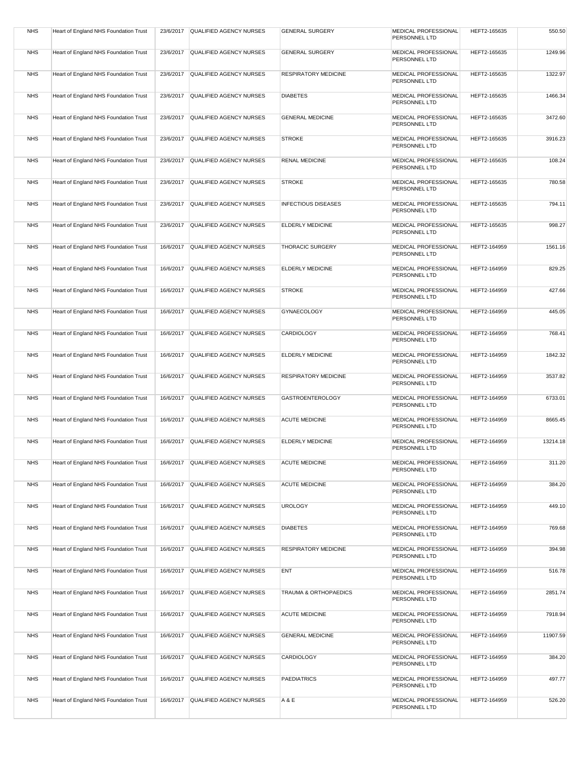| NHS | Heart of England NHS Foundation Trust | 23/6/2017 | QUALIFIED AGENCY NURSES | GENERAL SURGERY | MEDICAL PROFESSIONAL PERSONNEL LTD | HEFT2-165635 | 550.50 |
|---|---|---|---|---|---|---|---|
| NHS | Heart of England NHS Foundation Trust | 23/6/2017 | QUALIFIED AGENCY NURSES | GENERAL SURGERY | MEDICAL PROFESSIONAL PERSONNEL LTD | HEFT2-165635 | 1249.96 |
| NHS | Heart of England NHS Foundation Trust | 23/6/2017 | QUALIFIED AGENCY NURSES | RESPIRATORY MEDICINE | MEDICAL PROFESSIONAL PERSONNEL LTD | HEFT2-165635 | 1322.97 |
| NHS | Heart of England NHS Foundation Trust | 23/6/2017 | QUALIFIED AGENCY NURSES | DIABETES | MEDICAL PROFESSIONAL PERSONNEL LTD | HEFT2-165635 | 1466.34 |
| NHS | Heart of England NHS Foundation Trust | 23/6/2017 | QUALIFIED AGENCY NURSES | GENERAL MEDICINE | MEDICAL PROFESSIONAL PERSONNEL LTD | HEFT2-165635 | 3472.60 |
| NHS | Heart of England NHS Foundation Trust | 23/6/2017 | QUALIFIED AGENCY NURSES | STROKE | MEDICAL PROFESSIONAL PERSONNEL LTD | HEFT2-165635 | 3916.23 |
| NHS | Heart of England NHS Foundation Trust | 23/6/2017 | QUALIFIED AGENCY NURSES | RENAL MEDICINE | MEDICAL PROFESSIONAL PERSONNEL LTD | HEFT2-165635 | 108.24 |
| NHS | Heart of England NHS Foundation Trust | 23/6/2017 | QUALIFIED AGENCY NURSES | STROKE | MEDICAL PROFESSIONAL PERSONNEL LTD | HEFT2-165635 | 780.58 |
| NHS | Heart of England NHS Foundation Trust | 23/6/2017 | QUALIFIED AGENCY NURSES | INFECTIOUS DISEASES | MEDICAL PROFESSIONAL PERSONNEL LTD | HEFT2-165635 | 794.11 |
| NHS | Heart of England NHS Foundation Trust | 23/6/2017 | QUALIFIED AGENCY NURSES | ELDERLY MEDICINE | MEDICAL PROFESSIONAL PERSONNEL LTD | HEFT2-165635 | 998.27 |
| NHS | Heart of England NHS Foundation Trust | 16/6/2017 | QUALIFIED AGENCY NURSES | THORACIC SURGERY | MEDICAL PROFESSIONAL PERSONNEL LTD | HEFT2-164959 | 1561.16 |
| NHS | Heart of England NHS Foundation Trust | 16/6/2017 | QUALIFIED AGENCY NURSES | ELDERLY MEDICINE | MEDICAL PROFESSIONAL PERSONNEL LTD | HEFT2-164959 | 829.25 |
| NHS | Heart of England NHS Foundation Trust | 16/6/2017 | QUALIFIED AGENCY NURSES | STROKE | MEDICAL PROFESSIONAL PERSONNEL LTD | HEFT2-164959 | 427.66 |
| NHS | Heart of England NHS Foundation Trust | 16/6/2017 | QUALIFIED AGENCY NURSES | GYNAECOLOGY | MEDICAL PROFESSIONAL PERSONNEL LTD | HEFT2-164959 | 445.05 |
| NHS | Heart of England NHS Foundation Trust | 16/6/2017 | QUALIFIED AGENCY NURSES | CARDIOLOGY | MEDICAL PROFESSIONAL PERSONNEL LTD | HEFT2-164959 | 768.41 |
| NHS | Heart of England NHS Foundation Trust | 16/6/2017 | QUALIFIED AGENCY NURSES | ELDERLY MEDICINE | MEDICAL PROFESSIONAL PERSONNEL LTD | HEFT2-164959 | 1842.32 |
| NHS | Heart of England NHS Foundation Trust | 16/6/2017 | QUALIFIED AGENCY NURSES | RESPIRATORY MEDICINE | MEDICAL PROFESSIONAL PERSONNEL LTD | HEFT2-164959 | 3537.82 |
| NHS | Heart of England NHS Foundation Trust | 16/6/2017 | QUALIFIED AGENCY NURSES | GASTROENTEROLOGY | MEDICAL PROFESSIONAL PERSONNEL LTD | HEFT2-164959 | 6733.01 |
| NHS | Heart of England NHS Foundation Trust | 16/6/2017 | QUALIFIED AGENCY NURSES | ACUTE MEDICINE | MEDICAL PROFESSIONAL PERSONNEL LTD | HEFT2-164959 | 8665.45 |
| NHS | Heart of England NHS Foundation Trust | 16/6/2017 | QUALIFIED AGENCY NURSES | ELDERLY MEDICINE | MEDICAL PROFESSIONAL PERSONNEL LTD | HEFT2-164959 | 13214.18 |
| NHS | Heart of England NHS Foundation Trust | 16/6/2017 | QUALIFIED AGENCY NURSES | ACUTE MEDICINE | MEDICAL PROFESSIONAL PERSONNEL LTD | HEFT2-164959 | 311.20 |
| NHS | Heart of England NHS Foundation Trust | 16/6/2017 | QUALIFIED AGENCY NURSES | ACUTE MEDICINE | MEDICAL PROFESSIONAL PERSONNEL LTD | HEFT2-164959 | 384.20 |
| NHS | Heart of England NHS Foundation Trust | 16/6/2017 | QUALIFIED AGENCY NURSES | UROLOGY | MEDICAL PROFESSIONAL PERSONNEL LTD | HEFT2-164959 | 449.10 |
| NHS | Heart of England NHS Foundation Trust | 16/6/2017 | QUALIFIED AGENCY NURSES | DIABETES | MEDICAL PROFESSIONAL PERSONNEL LTD | HEFT2-164959 | 769.68 |
| NHS | Heart of England NHS Foundation Trust | 16/6/2017 | QUALIFIED AGENCY NURSES | RESPIRATORY MEDICINE | MEDICAL PROFESSIONAL PERSONNEL LTD | HEFT2-164959 | 394.98 |
| NHS | Heart of England NHS Foundation Trust | 16/6/2017 | QUALIFIED AGENCY NURSES | ENT | MEDICAL PROFESSIONAL PERSONNEL LTD | HEFT2-164959 | 516.78 |
| NHS | Heart of England NHS Foundation Trust | 16/6/2017 | QUALIFIED AGENCY NURSES | TRAUMA & ORTHOPAEDICS | MEDICAL PROFESSIONAL PERSONNEL LTD | HEFT2-164959 | 2851.74 |
| NHS | Heart of England NHS Foundation Trust | 16/6/2017 | QUALIFIED AGENCY NURSES | ACUTE MEDICINE | MEDICAL PROFESSIONAL PERSONNEL LTD | HEFT2-164959 | 7918.94 |
| NHS | Heart of England NHS Foundation Trust | 16/6/2017 | QUALIFIED AGENCY NURSES | GENERAL MEDICINE | MEDICAL PROFESSIONAL PERSONNEL LTD | HEFT2-164959 | 11907.59 |
| NHS | Heart of England NHS Foundation Trust | 16/6/2017 | QUALIFIED AGENCY NURSES | CARDIOLOGY | MEDICAL PROFESSIONAL PERSONNEL LTD | HEFT2-164959 | 384.20 |
| NHS | Heart of England NHS Foundation Trust | 16/6/2017 | QUALIFIED AGENCY NURSES | PAEDIATRICS | MEDICAL PROFESSIONAL PERSONNEL LTD | HEFT2-164959 | 497.77 |
| NHS | Heart of England NHS Foundation Trust | 16/6/2017 | QUALIFIED AGENCY NURSES | A & E | MEDICAL PROFESSIONAL PERSONNEL LTD | HEFT2-164959 | 526.20 |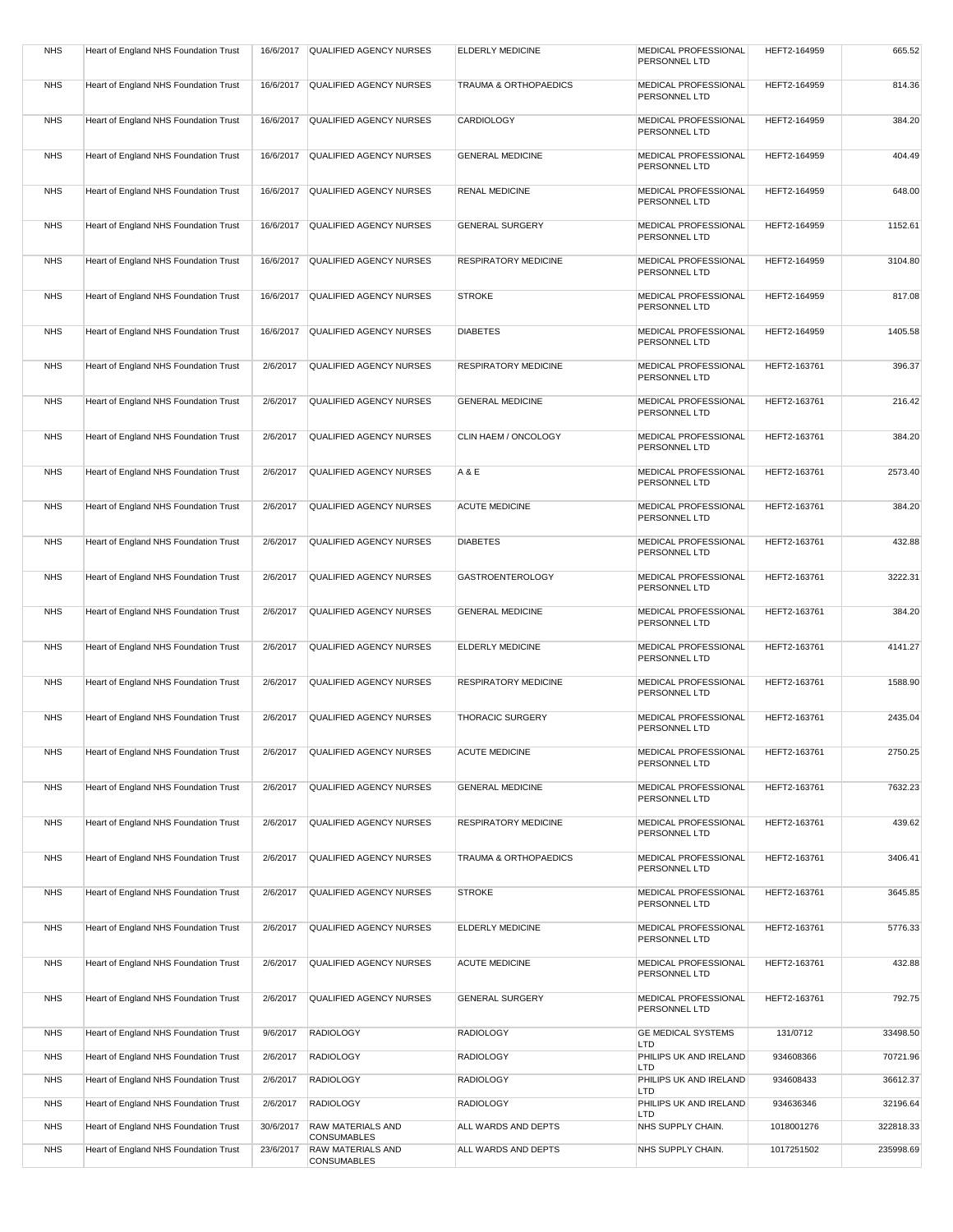| NHS | Heart of England NHS Foundation Trust | 16/6/2017 | QUALIFIED AGENCY NURSES | ELDERLY MEDICINE | MEDICAL PROFESSIONAL PERSONNEL LTD | HEFT2-164959 | 665.52 |
|---|---|---|---|---|---|---|---|
| NHS | Heart of England NHS Foundation Trust | 16/6/2017 | QUALIFIED AGENCY NURSES | TRAUMA & ORTHOPAEDICS | MEDICAL PROFESSIONAL PERSONNEL LTD | HEFT2-164959 | 814.36 |
| NHS | Heart of England NHS Foundation Trust | 16/6/2017 | QUALIFIED AGENCY NURSES | CARDIOLOGY | MEDICAL PROFESSIONAL PERSONNEL LTD | HEFT2-164959 | 384.20 |
| NHS | Heart of England NHS Foundation Trust | 16/6/2017 | QUALIFIED AGENCY NURSES | GENERAL MEDICINE | MEDICAL PROFESSIONAL PERSONNEL LTD | HEFT2-164959 | 404.49 |
| NHS | Heart of England NHS Foundation Trust | 16/6/2017 | QUALIFIED AGENCY NURSES | RENAL MEDICINE | MEDICAL PROFESSIONAL PERSONNEL LTD | HEFT2-164959 | 648.00 |
| NHS | Heart of England NHS Foundation Trust | 16/6/2017 | QUALIFIED AGENCY NURSES | GENERAL SURGERY | MEDICAL PROFESSIONAL PERSONNEL LTD | HEFT2-164959 | 1152.61 |
| NHS | Heart of England NHS Foundation Trust | 16/6/2017 | QUALIFIED AGENCY NURSES | RESPIRATORY MEDICINE | MEDICAL PROFESSIONAL PERSONNEL LTD | HEFT2-164959 | 3104.80 |
| NHS | Heart of England NHS Foundation Trust | 16/6/2017 | QUALIFIED AGENCY NURSES | STROKE | MEDICAL PROFESSIONAL PERSONNEL LTD | HEFT2-164959 | 817.08 |
| NHS | Heart of England NHS Foundation Trust | 16/6/2017 | QUALIFIED AGENCY NURSES | DIABETES | MEDICAL PROFESSIONAL PERSONNEL LTD | HEFT2-164959 | 1405.58 |
| NHS | Heart of England NHS Foundation Trust | 2/6/2017 | QUALIFIED AGENCY NURSES | RESPIRATORY MEDICINE | MEDICAL PROFESSIONAL PERSONNEL LTD | HEFT2-163761 | 396.37 |
| NHS | Heart of England NHS Foundation Trust | 2/6/2017 | QUALIFIED AGENCY NURSES | GENERAL MEDICINE | MEDICAL PROFESSIONAL PERSONNEL LTD | HEFT2-163761 | 216.42 |
| NHS | Heart of England NHS Foundation Trust | 2/6/2017 | QUALIFIED AGENCY NURSES | CLIN HAEM / ONCOLOGY | MEDICAL PROFESSIONAL PERSONNEL LTD | HEFT2-163761 | 384.20 |
| NHS | Heart of England NHS Foundation Trust | 2/6/2017 | QUALIFIED AGENCY NURSES | A & E | MEDICAL PROFESSIONAL PERSONNEL LTD | HEFT2-163761 | 2573.40 |
| NHS | Heart of England NHS Foundation Trust | 2/6/2017 | QUALIFIED AGENCY NURSES | ACUTE MEDICINE | MEDICAL PROFESSIONAL PERSONNEL LTD | HEFT2-163761 | 384.20 |
| NHS | Heart of England NHS Foundation Trust | 2/6/2017 | QUALIFIED AGENCY NURSES | DIABETES | MEDICAL PROFESSIONAL PERSONNEL LTD | HEFT2-163761 | 432.88 |
| NHS | Heart of England NHS Foundation Trust | 2/6/2017 | QUALIFIED AGENCY NURSES | GASTROENTEROLOGY | MEDICAL PROFESSIONAL PERSONNEL LTD | HEFT2-163761 | 3222.31 |
| NHS | Heart of England NHS Foundation Trust | 2/6/2017 | QUALIFIED AGENCY NURSES | GENERAL MEDICINE | MEDICAL PROFESSIONAL PERSONNEL LTD | HEFT2-163761 | 384.20 |
| NHS | Heart of England NHS Foundation Trust | 2/6/2017 | QUALIFIED AGENCY NURSES | ELDERLY MEDICINE | MEDICAL PROFESSIONAL PERSONNEL LTD | HEFT2-163761 | 4141.27 |
| NHS | Heart of England NHS Foundation Trust | 2/6/2017 | QUALIFIED AGENCY NURSES | RESPIRATORY MEDICINE | MEDICAL PROFESSIONAL PERSONNEL LTD | HEFT2-163761 | 1588.90 |
| NHS | Heart of England NHS Foundation Trust | 2/6/2017 | QUALIFIED AGENCY NURSES | THORACIC SURGERY | MEDICAL PROFESSIONAL PERSONNEL LTD | HEFT2-163761 | 2435.04 |
| NHS | Heart of England NHS Foundation Trust | 2/6/2017 | QUALIFIED AGENCY NURSES | ACUTE MEDICINE | MEDICAL PROFESSIONAL PERSONNEL LTD | HEFT2-163761 | 2750.25 |
| NHS | Heart of England NHS Foundation Trust | 2/6/2017 | QUALIFIED AGENCY NURSES | GENERAL MEDICINE | MEDICAL PROFESSIONAL PERSONNEL LTD | HEFT2-163761 | 7632.23 |
| NHS | Heart of England NHS Foundation Trust | 2/6/2017 | QUALIFIED AGENCY NURSES | RESPIRATORY MEDICINE | MEDICAL PROFESSIONAL PERSONNEL LTD | HEFT2-163761 | 439.62 |
| NHS | Heart of England NHS Foundation Trust | 2/6/2017 | QUALIFIED AGENCY NURSES | TRAUMA & ORTHOPAEDICS | MEDICAL PROFESSIONAL PERSONNEL LTD | HEFT2-163761 | 3406.41 |
| NHS | Heart of England NHS Foundation Trust | 2/6/2017 | QUALIFIED AGENCY NURSES | STROKE | MEDICAL PROFESSIONAL PERSONNEL LTD | HEFT2-163761 | 3645.85 |
| NHS | Heart of England NHS Foundation Trust | 2/6/2017 | QUALIFIED AGENCY NURSES | ELDERLY MEDICINE | MEDICAL PROFESSIONAL PERSONNEL LTD | HEFT2-163761 | 5776.33 |
| NHS | Heart of England NHS Foundation Trust | 2/6/2017 | QUALIFIED AGENCY NURSES | ACUTE MEDICINE | MEDICAL PROFESSIONAL PERSONNEL LTD | HEFT2-163761 | 432.88 |
| NHS | Heart of England NHS Foundation Trust | 2/6/2017 | QUALIFIED AGENCY NURSES | GENERAL SURGERY | MEDICAL PROFESSIONAL PERSONNEL LTD | HEFT2-163761 | 792.75 |
| NHS | Heart of England NHS Foundation Trust | 9/6/2017 | RADIOLOGY | RADIOLOGY | GE MEDICAL SYSTEMS LTD | 131/0712 | 33498.50 |
| NHS | Heart of England NHS Foundation Trust | 2/6/2017 | RADIOLOGY | RADIOLOGY | PHILIPS UK AND IRELAND LTD | 934608366 | 70721.96 |
| NHS | Heart of England NHS Foundation Trust | 2/6/2017 | RADIOLOGY | RADIOLOGY | PHILIPS UK AND IRELAND LTD | 934608433 | 36612.37 |
| NHS | Heart of England NHS Foundation Trust | 2/6/2017 | RADIOLOGY | RADIOLOGY | PHILIPS UK AND IRELAND LTD | 934636346 | 32196.64 |
| NHS | Heart of England NHS Foundation Trust | 30/6/2017 | RAW MATERIALS AND CONSUMABLES | ALL WARDS AND DEPTS | NHS SUPPLY CHAIN. | 1018001276 | 322818.33 |
| NHS | Heart of England NHS Foundation Trust | 23/6/2017 | RAW MATERIALS AND CONSUMABLES | ALL WARDS AND DEPTS | NHS SUPPLY CHAIN. | 1017251502 | 235998.69 |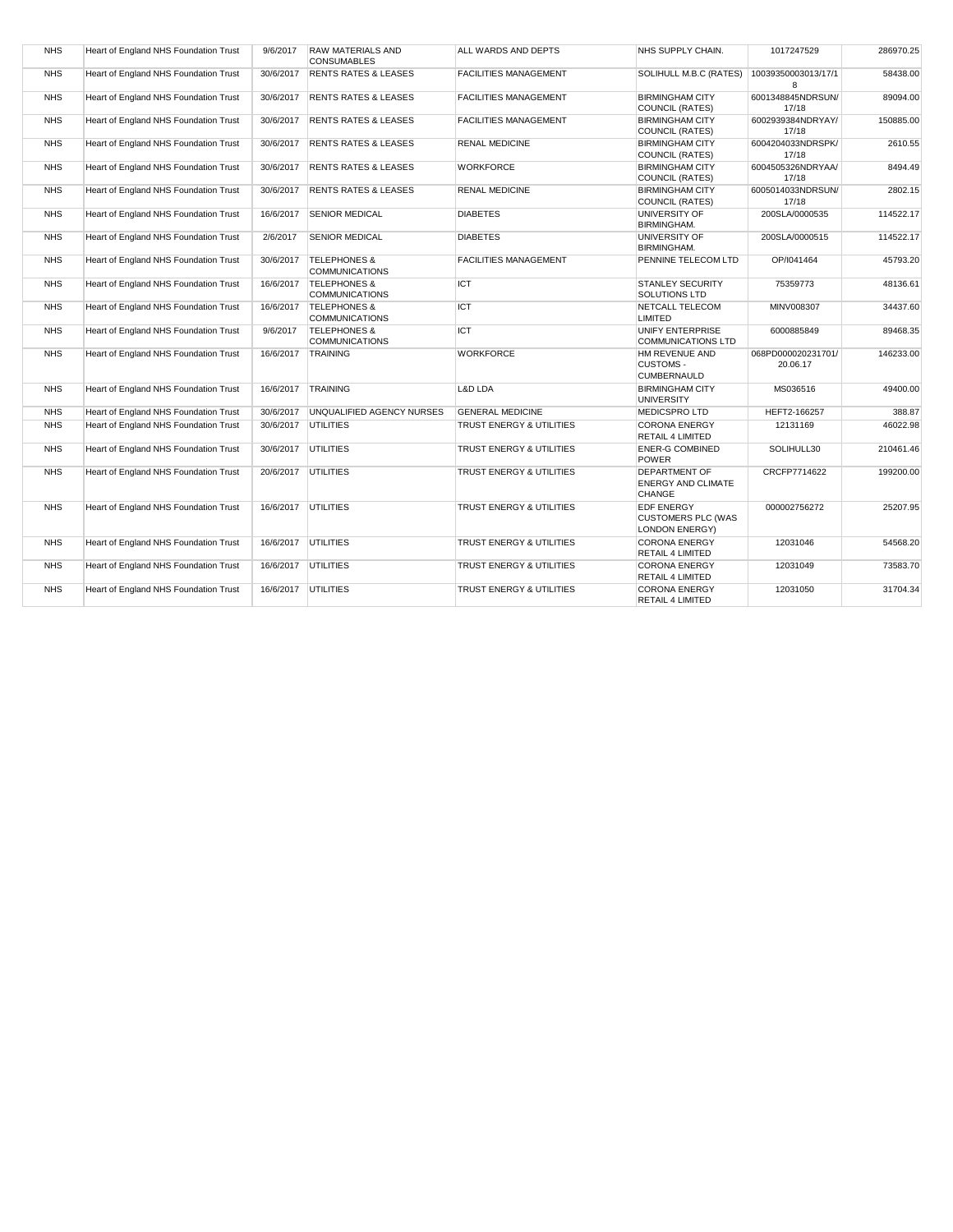| | | | | | | | |
|---|---|---|---|---|---|---|---|
| NHS | Heart of England NHS Foundation Trust | 9/6/2017 | RAW MATERIALS AND CONSUMABLES | ALL WARDS AND DEPTS | NHS SUPPLY CHAIN. | 1017247529 | 286970.25 |
| NHS | Heart of England NHS Foundation Trust | 30/6/2017 | RENTS RATES & LEASES | FACILITIES MANAGEMENT | SOLIHULL M.B.C (RATES) | 10039350003013/17/18 | 58438.00 |
| NHS | Heart of England NHS Foundation Trust | 30/6/2017 | RENTS RATES & LEASES | FACILITIES MANAGEMENT | BIRMINGHAM CITY COUNCIL (RATES) | 6001348845NDRSUN/17/18 | 89094.00 |
| NHS | Heart of England NHS Foundation Trust | 30/6/2017 | RENTS RATES & LEASES | FACILITIES MANAGEMENT | BIRMINGHAM CITY COUNCIL (RATES) | 6002939384NDRYAY/17/18 | 150885.00 |
| NHS | Heart of England NHS Foundation Trust | 30/6/2017 | RENTS RATES & LEASES | RENAL MEDICINE | BIRMINGHAM CITY COUNCIL (RATES) | 6004204033NDRSPK/17/18 | 2610.55 |
| NHS | Heart of England NHS Foundation Trust | 30/6/2017 | RENTS RATES & LEASES | WORKFORCE | BIRMINGHAM CITY COUNCIL (RATES) | 6004505326NDRYAA/17/18 | 8494.49 |
| NHS | Heart of England NHS Foundation Trust | 30/6/2017 | RENTS RATES & LEASES | RENAL MEDICINE | BIRMINGHAM CITY COUNCIL (RATES) | 6005014033NDRSUN/17/18 | 2802.15 |
| NHS | Heart of England NHS Foundation Trust | 16/6/2017 | SENIOR MEDICAL | DIABETES | UNIVERSITY OF BIRMINGHAM. | 200SLA/0000535 | 114522.17 |
| NHS | Heart of England NHS Foundation Trust | 2/6/2017 | SENIOR MEDICAL | DIABETES | UNIVERSITY OF BIRMINGHAM. | 200SLA/0000515 | 114522.17 |
| NHS | Heart of England NHS Foundation Trust | 30/6/2017 | TELEPHONES & COMMUNICATIONS | FACILITIES MANAGEMENT | PENNINE TELECOM LTD | OP/I041464 | 45793.20 |
| NHS | Heart of England NHS Foundation Trust | 16/6/2017 | TELEPHONES & COMMUNICATIONS | ICT | STANLEY SECURITY SOLUTIONS LTD | 75359773 | 48136.61 |
| NHS | Heart of England NHS Foundation Trust | 16/6/2017 | TELEPHONES & COMMUNICATIONS | ICT | NETCALL TELECOM LIMITED | MINV008307 | 34437.60 |
| NHS | Heart of England NHS Foundation Trust | 9/6/2017 | TELEPHONES & COMMUNICATIONS | ICT | UNIFY ENTERPRISE COMMUNICATIONS LTD | 6000885849 | 89468.35 |
| NHS | Heart of England NHS Foundation Trust | 16/6/2017 | TRAINING | WORKFORCE | HM REVENUE AND CUSTOMS - CUMBERNAULD | 068PD000020231701/20.06.17 | 146233.00 |
| NHS | Heart of England NHS Foundation Trust | 16/6/2017 | TRAINING | L&D LDA | BIRMINGHAM CITY UNIVERSITY | MS036516 | 49400.00 |
| NHS | Heart of England NHS Foundation Trust | 30/6/2017 | UNQUALIFIED AGENCY NURSES | GENERAL MEDICINE | MEDICSPRO LTD | HEFT2-166257 | 388.87 |
| NHS | Heart of England NHS Foundation Trust | 30/6/2017 | UTILITIES | TRUST ENERGY & UTILITIES | CORONA ENERGY RETAIL 4 LIMITED | 12131169 | 46022.98 |
| NHS | Heart of England NHS Foundation Trust | 30/6/2017 | UTILITIES | TRUST ENERGY & UTILITIES | ENER-G COMBINED POWER | SOLIHULL30 | 210461.46 |
| NHS | Heart of England NHS Foundation Trust | 20/6/2017 | UTILITIES | TRUST ENERGY & UTILITIES | DEPARTMENT OF ENERGY AND CLIMATE CHANGE | CRCFP7714622 | 199200.00 |
| NHS | Heart of England NHS Foundation Trust | 16/6/2017 | UTILITIES | TRUST ENERGY & UTILITIES | EDF ENERGY CUSTOMERS PLC (WAS LONDON ENERGY) | 000002756272 | 25207.95 |
| NHS | Heart of England NHS Foundation Trust | 16/6/2017 | UTILITIES | TRUST ENERGY & UTILITIES | CORONA ENERGY RETAIL 4 LIMITED | 12031046 | 54568.20 |
| NHS | Heart of England NHS Foundation Trust | 16/6/2017 | UTILITIES | TRUST ENERGY & UTILITIES | CORONA ENERGY RETAIL 4 LIMITED | 12031049 | 73583.70 |
| NHS | Heart of England NHS Foundation Trust | 16/6/2017 | UTILITIES | TRUST ENERGY & UTILITIES | CORONA ENERGY RETAIL 4 LIMITED | 12031050 | 31704.34 |